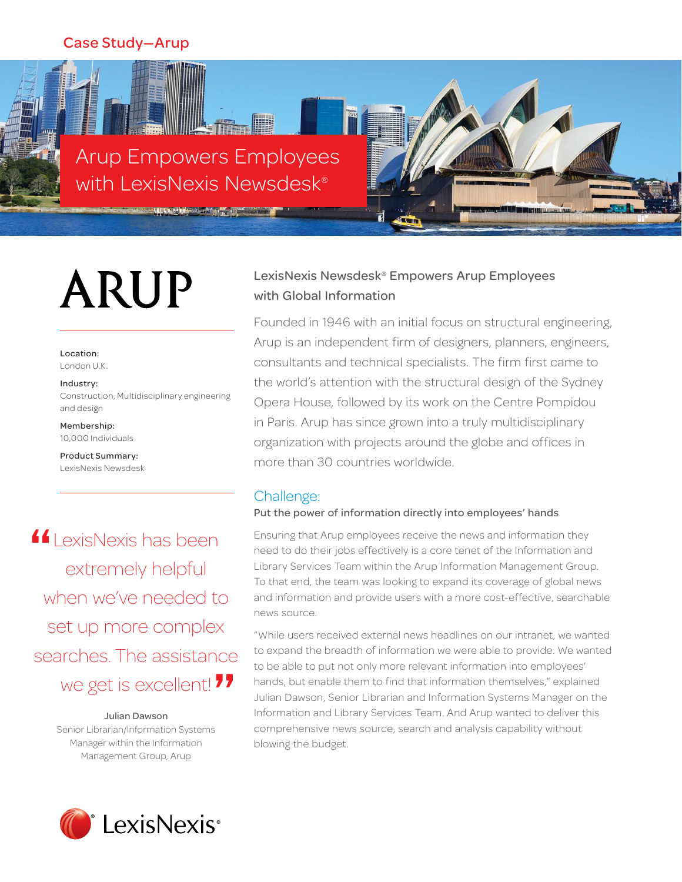Case Study—Arup

# Arup Empowers Employees with LexisNexis Newsdesk®

ARUP

**Location:**
London U.K.

**Industry:**
Construction, Multidisciplinary engineering and design

**Membership:**
10,000 Individuals

**Product Summary:**
LexisNexis Newsdesk

> “LexisNexis has been extremely helpful when we’ve needed to set up more complex searches. The assistance we get is excellent!”
>
> **Julian Dawson**
> Senior Librarian/Information Systems Manager within the Information Management Group, Arup

## LexisNexis Newsdesk® Empowers Arup Employees with Global Information

Founded in 1946 with an initial focus on structural engineering, Arup is an independent firm of designers, planners, engineers, consultants and technical specialists. The firm first came to the world’s attention with the structural design of the Sydney Opera House, followed by its work on the Centre Pompidou in Paris. Arup has since grown into a truly multidisciplinary organization with projects around the globe and offices in more than 30 countries worldwide.

## Challenge:

### Put the power of information directly into employees’ hands

Ensuring that Arup employees receive the news and information they need to do their jobs effectively is a core tenet of the Information and Library Services Team within the Arup Information Management Group. To that end, the team was looking to expand its coverage of global news and information and provide users with a more cost-effective, searchable news source.

“While users received external news headlines on our intranet, we wanted to expand the breadth of information we were able to provide. We wanted to be able to put not only more relevant information into employees’ hands, but enable them to find that information themselves,” explained Julian Dawson, Senior Librarian and Information Systems Manager on the Information and Library Services Team. And Arup wanted to deliver this comprehensive news source, search and analysis capability without blowing the budget.

LexisNexis®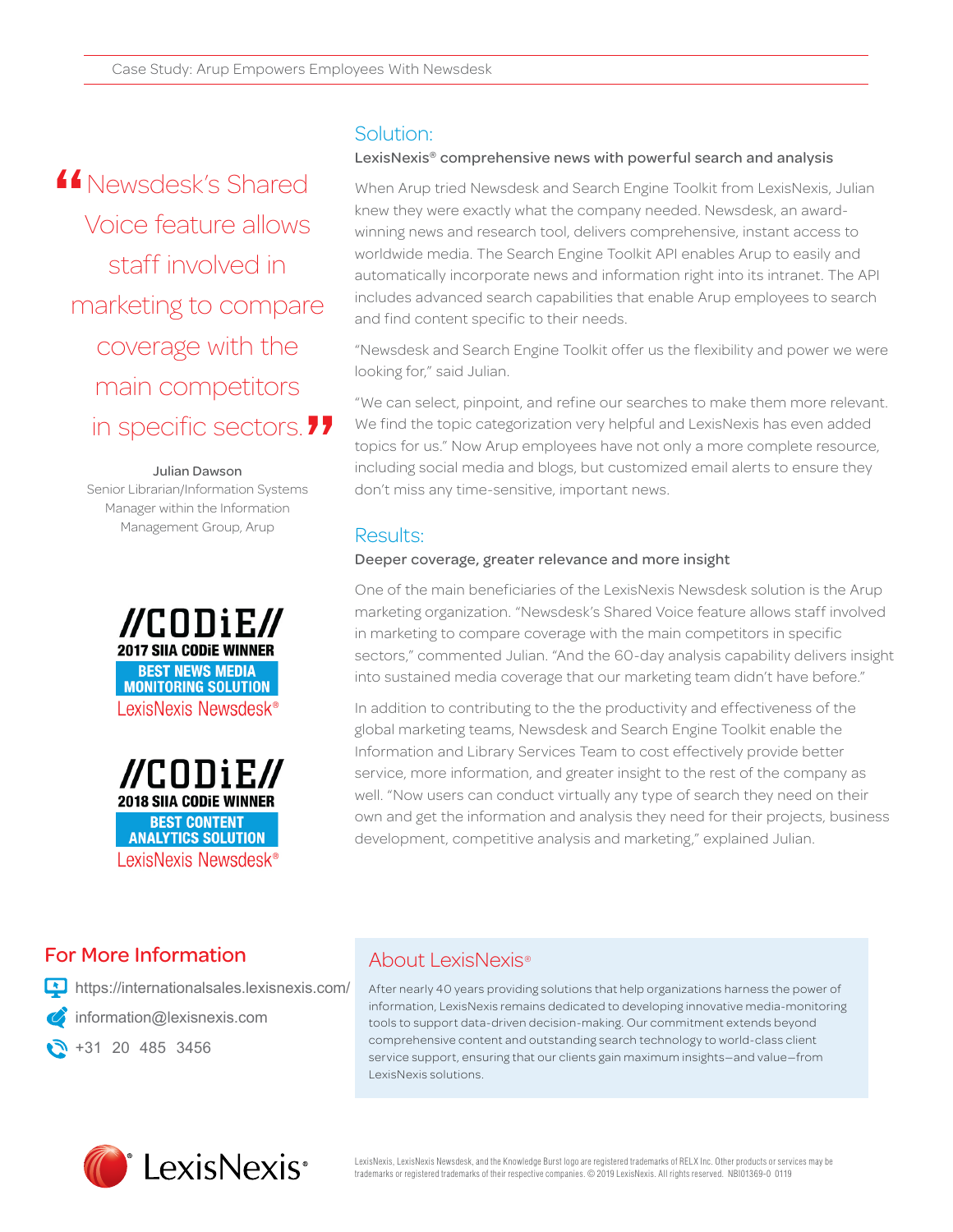> "Newsdesk's Shared Voice feature allows staff involved in marketing to compare coverage with the main competitors in specific sectors."

**Julian Dawson**
Senior Librarian/Information Systems Manager within the Information Management Group, Arup

//CODiE//
2017 SIIA CODiE WINNER
BEST NEWS MEDIA MONITORING SOLUTION
LexisNexis Newsdesk®

//CODiE//
2018 SIIA CODiE WINNER
BEST CONTENT ANALYTICS SOLUTION
LexisNexis Newsdesk®

## Solution:

**LexisNexis® comprehensive news with powerful search and analysis**

When Arup tried Newsdesk and Search Engine Toolkit from LexisNexis, Julian knew they were exactly what the company needed. Newsdesk, an award-winning news and research tool, delivers comprehensive, instant access to worldwide media. The Search Engine Toolkit API enables Arup to easily and automatically incorporate news and information right into its intranet. The API includes advanced search capabilities that enable Arup employees to search and find content specific to their needs.

"Newsdesk and Search Engine Toolkit offer us the flexibility and power we were looking for," said Julian.

"We can select, pinpoint, and refine our searches to make them more relevant. We find the topic categorization very helpful and LexisNexis has even added topics for us." Now Arup employees have not only a more complete resource, including social media and blogs, but customized email alerts to ensure they don't miss any time-sensitive, important news.

## Results:

**Deeper coverage, greater relevance and more insight**

One of the main beneficiaries of the LexisNexis Newsdesk solution is the Arup marketing organization. "Newsdesk's Shared Voice feature allows staff involved in marketing to compare coverage with the main competitors in specific sectors," commented Julian. "And the 60-day analysis capability delivers insight into sustained media coverage that our marketing team didn't have before."

In addition to contributing to the the productivity and effectiveness of the global marketing teams, Newsdesk and Search Engine Toolkit enable the Information and Library Services Team to cost effectively provide better service, more information, and greater insight to the rest of the company as well. "Now users can conduct virtually any type of search they need on their own and get the information and analysis they need for their projects, business development, competitive analysis and marketing," explained Julian.

## For More Information

https://internationalsales.lexisnexis.com/

information@lexisnexis.com

+31 20 485 3456

## About LexisNexis®

After nearly 40 years providing solutions that help organizations harness the power of information, LexisNexis remains dedicated to developing innovative media-monitoring tools to support data-driven decision-making. Our commitment extends beyond comprehensive content and outstanding search technology to world-class client service support, ensuring that our clients gain maximum insights—and value—from LexisNexis solutions.

LexisNexis®

LexisNexis, LexisNexis Newsdesk, and the Knowledge Burst logo are registered trademarks of RELX Inc. Other products or services may be trademarks or registered trademarks of their respective companies. © 2019 LexisNexis. All rights reserved. NBI01369-0 0119